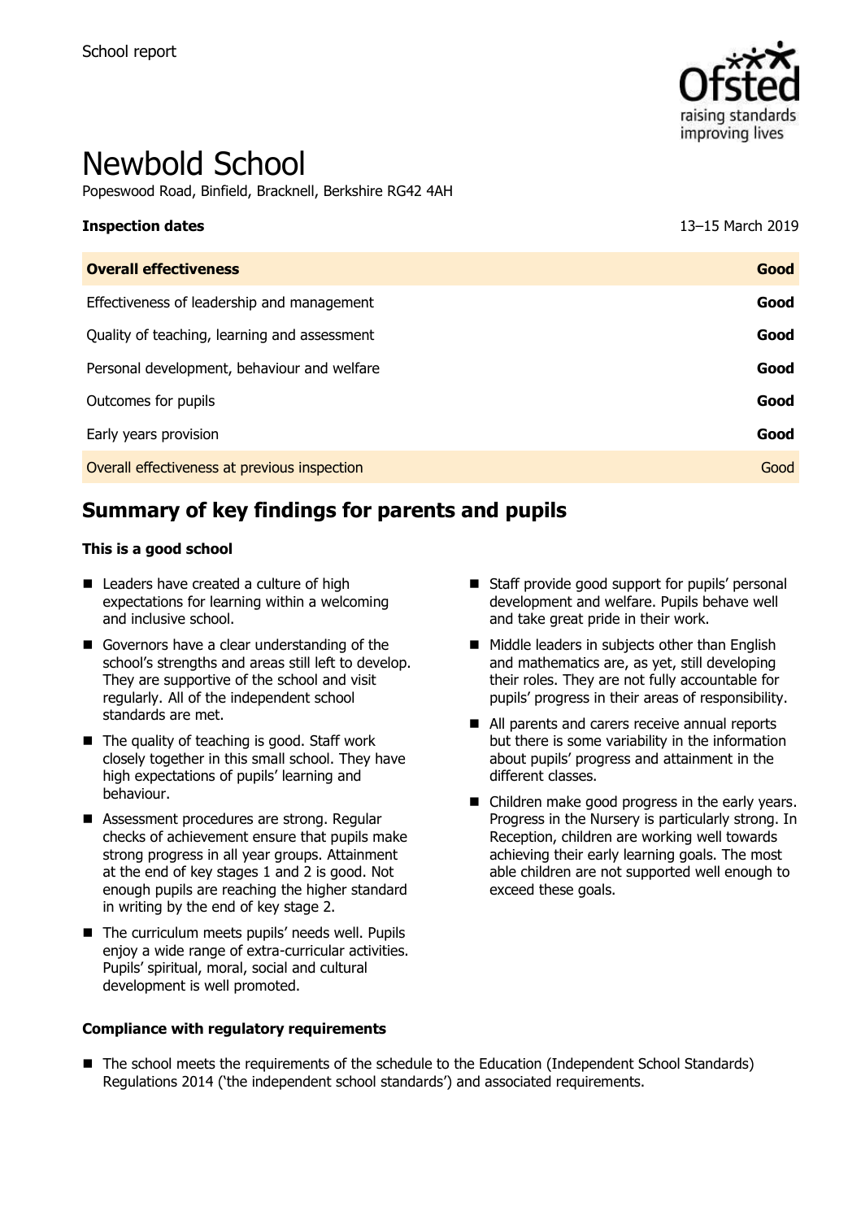School report

# Newbold School

Popeswood Road, Binfield, Bracknell, Berkshire RG42 4AH

| **Inspection dates** | 13–15 March 2019 |
| --- | --- |
| **Overall effectiveness** | **Good** |
| Effectiveness of leadership and management | **Good** |
| Quality of teaching, learning and assessment | **Good** |
| Personal development, behaviour and welfare | **Good** |
| Outcomes for pupils | **Good** |
| Early years provision | **Good** |
| Overall effectiveness at previous inspection | Good |

## Summary of key findings for parents and pupils

### This is a good school

- Leaders have created a culture of high expectations for learning within a welcoming and inclusive school.
- Governors have a clear understanding of the school's strengths and areas still left to develop. They are supportive of the school and visit regularly. All of the independent school standards are met.
- The quality of teaching is good. Staff work closely together in this small school. They have high expectations of pupils' learning and behaviour.
- Assessment procedures are strong. Regular checks of achievement ensure that pupils make strong progress in all year groups. Attainment at the end of key stages 1 and 2 is good. Not enough pupils are reaching the higher standard in writing by the end of key stage 2.
- The curriculum meets pupils' needs well. Pupils enjoy a wide range of extra-curricular activities. Pupils' spiritual, moral, social and cultural development is well promoted.
- Staff provide good support for pupils' personal development and welfare. Pupils behave well and take great pride in their work.
- Middle leaders in subjects other than English and mathematics are, as yet, still developing their roles. They are not fully accountable for pupils' progress in their areas of responsibility.
- All parents and carers receive annual reports but there is some variability in the information about pupils' progress and attainment in the different classes.
- Children make good progress in the early years. Progress in the Nursery is particularly strong. In Reception, children are working well towards achieving their early learning goals. The most able children are not supported well enough to exceed these goals.

### Compliance with regulatory requirements

- The school meets the requirements of the schedule to the Education (Independent School Standards) Regulations 2014 ('the independent school standards') and associated requirements.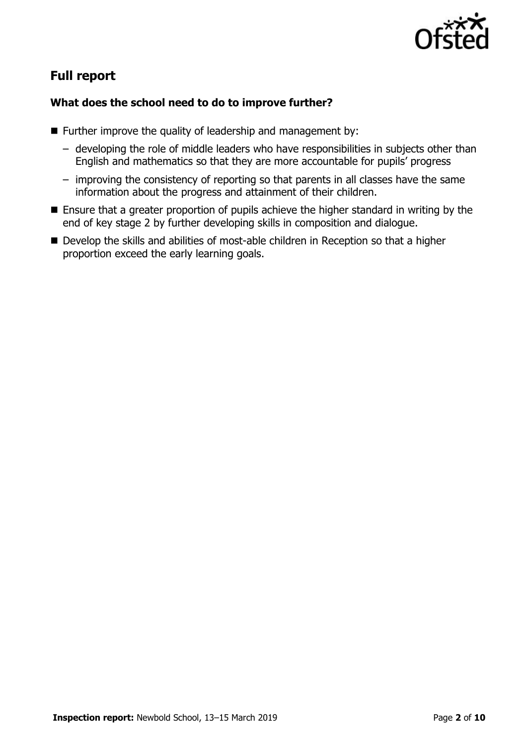## Full report

### What does the school need to do to improve further?

- Further improve the quality of leadership and management by:
  - developing the role of middle leaders who have responsibilities in subjects other than English and mathematics so that they are more accountable for pupils' progress
  - improving the consistency of reporting so that parents in all classes have the same information about the progress and attainment of their children.
- Ensure that a greater proportion of pupils achieve the higher standard in writing by the end of key stage 2 by further developing skills in composition and dialogue.
- Develop the skills and abilities of most-able children in Reception so that a higher proportion exceed the early learning goals.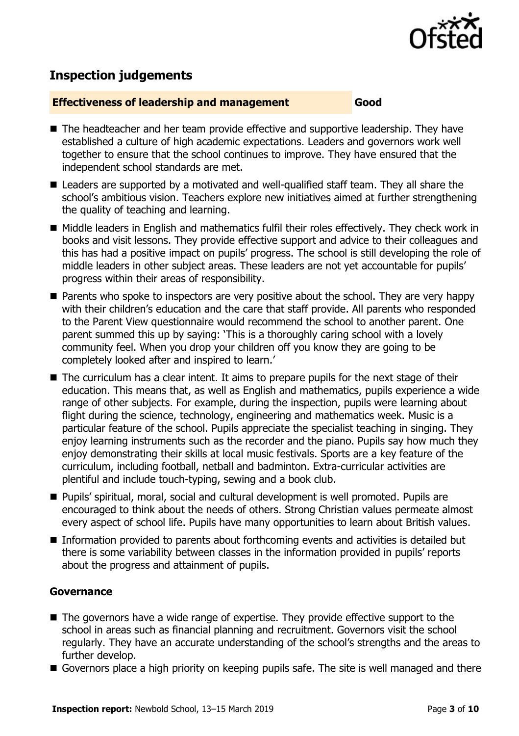## Inspection judgements

**Effectiveness of leadership and management** **Good**

- The headteacher and her team provide effective and supportive leadership. They have established a culture of high academic expectations. Leaders and governors work well together to ensure that the school continues to improve. They have ensured that the independent school standards are met.
- Leaders are supported by a motivated and well-qualified staff team. They all share the school's ambitious vision. Teachers explore new initiatives aimed at further strengthening the quality of teaching and learning.
- Middle leaders in English and mathematics fulfil their roles effectively. They check work in books and visit lessons. They provide effective support and advice to their colleagues and this has had a positive impact on pupils' progress. The school is still developing the role of middle leaders in other subject areas. These leaders are not yet accountable for pupils' progress within their areas of responsibility.
- Parents who spoke to inspectors are very positive about the school. They are very happy with their children's education and the care that staff provide. All parents who responded to the Parent View questionnaire would recommend the school to another parent. One parent summed this up by saying: 'This is a thoroughly caring school with a lovely community feel. When you drop your children off you know they are going to be completely looked after and inspired to learn.'
- The curriculum has a clear intent. It aims to prepare pupils for the next stage of their education. This means that, as well as English and mathematics, pupils experience a wide range of other subjects. For example, during the inspection, pupils were learning about flight during the science, technology, engineering and mathematics week. Music is a particular feature of the school. Pupils appreciate the specialist teaching in singing. They enjoy learning instruments such as the recorder and the piano. Pupils say how much they enjoy demonstrating their skills at local music festivals. Sports are a key feature of the curriculum, including football, netball and badminton. Extra-curricular activities are plentiful and include touch-typing, sewing and a book club.
- Pupils' spiritual, moral, social and cultural development is well promoted. Pupils are encouraged to think about the needs of others. Strong Christian values permeate almost every aspect of school life. Pupils have many opportunities to learn about British values.
- Information provided to parents about forthcoming events and activities is detailed but there is some variability between classes in the information provided in pupils' reports about the progress and attainment of pupils.

### Governance

- The governors have a wide range of expertise. They provide effective support to the school in areas such as financial planning and recruitment. Governors visit the school regularly. They have an accurate understanding of the school's strengths and the areas to further develop.
- Governors place a high priority on keeping pupils safe. The site is well managed and there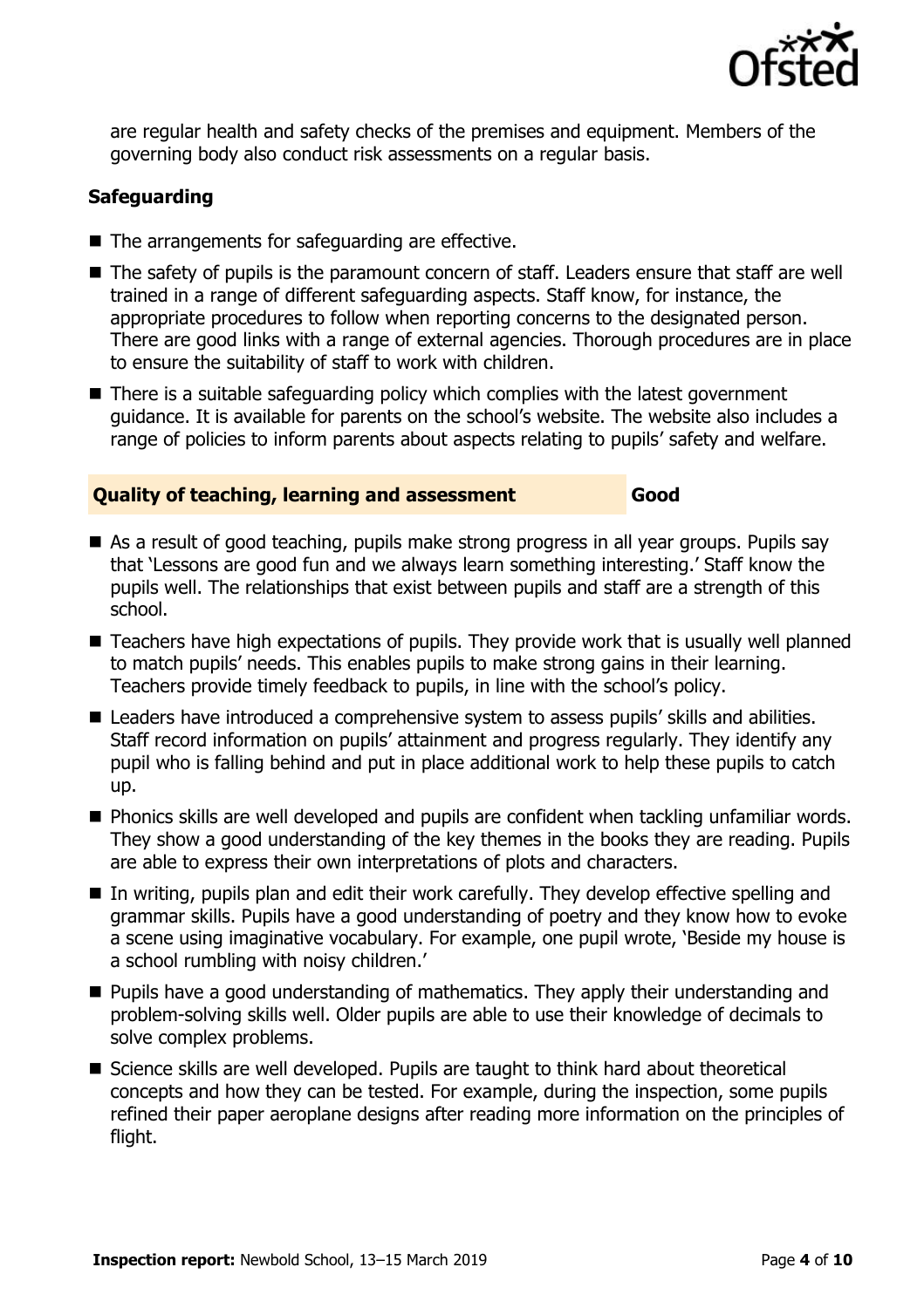are regular health and safety checks of the premises and equipment. Members of the governing body also conduct risk assessments on a regular basis.

### Safeguarding

- The arrangements for safeguarding are effective.
- The safety of pupils is the paramount concern of staff. Leaders ensure that staff are well trained in a range of different safeguarding aspects. Staff know, for instance, the appropriate procedures to follow when reporting concerns to the designated person. There are good links with a range of external agencies. Thorough procedures are in place to ensure the suitability of staff to work with children.
- There is a suitable safeguarding policy which complies with the latest government guidance. It is available for parents on the school's website. The website also includes a range of policies to inform parents about aspects relating to pupils' safety and welfare.

## Quality of teaching, learning and assessment — Good

- As a result of good teaching, pupils make strong progress in all year groups. Pupils say that 'Lessons are good fun and we always learn something interesting.' Staff know the pupils well. The relationships that exist between pupils and staff are a strength of this school.
- Teachers have high expectations of pupils. They provide work that is usually well planned to match pupils' needs. This enables pupils to make strong gains in their learning. Teachers provide timely feedback to pupils, in line with the school's policy.
- Leaders have introduced a comprehensive system to assess pupils' skills and abilities. Staff record information on pupils' attainment and progress regularly. They identify any pupil who is falling behind and put in place additional work to help these pupils to catch up.
- Phonics skills are well developed and pupils are confident when tackling unfamiliar words. They show a good understanding of the key themes in the books they are reading. Pupils are able to express their own interpretations of plots and characters.
- In writing, pupils plan and edit their work carefully. They develop effective spelling and grammar skills. Pupils have a good understanding of poetry and they know how to evoke a scene using imaginative vocabulary. For example, one pupil wrote, 'Beside my house is a school rumbling with noisy children.'
- Pupils have a good understanding of mathematics. They apply their understanding and problem-solving skills well. Older pupils are able to use their knowledge of decimals to solve complex problems.
- Science skills are well developed. Pupils are taught to think hard about theoretical concepts and how they can be tested. For example, during the inspection, some pupils refined their paper aeroplane designs after reading more information on the principles of flight.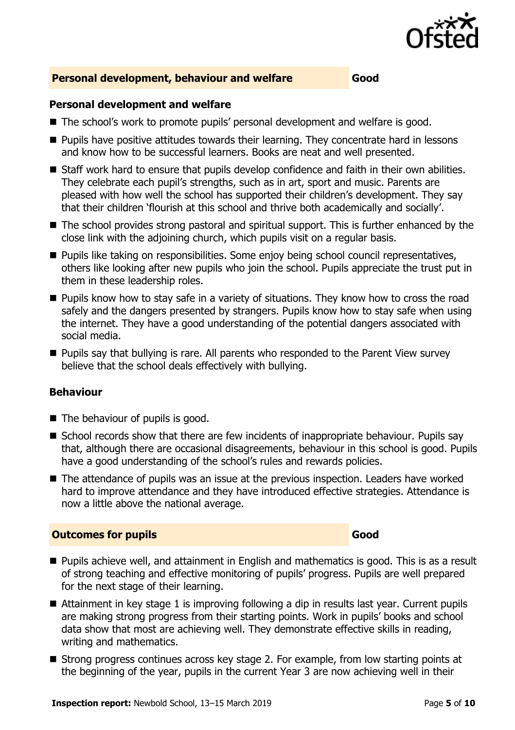## Personal development, behaviour and welfare — Good

### Personal development and welfare

- The school's work to promote pupils' personal development and welfare is good.
- Pupils have positive attitudes towards their learning. They concentrate hard in lessons and know how to be successful learners. Books are neat and well presented.
- Staff work hard to ensure that pupils develop confidence and faith in their own abilities. They celebrate each pupil's strengths, such as in art, sport and music. Parents are pleased with how well the school has supported their children's development. They say that their children 'flourish at this school and thrive both academically and socially'.
- The school provides strong pastoral and spiritual support. This is further enhanced by the close link with the adjoining church, which pupils visit on a regular basis.
- Pupils like taking on responsibilities. Some enjoy being school council representatives, others like looking after new pupils who join the school. Pupils appreciate the trust put in them in these leadership roles.
- Pupils know how to stay safe in a variety of situations. They know how to cross the road safely and the dangers presented by strangers. Pupils know how to stay safe when using the internet. They have a good understanding of the potential dangers associated with social media.
- Pupils say that bullying is rare. All parents who responded to the Parent View survey believe that the school deals effectively with bullying.

### Behaviour

- The behaviour of pupils is good.
- School records show that there are few incidents of inappropriate behaviour. Pupils say that, although there are occasional disagreements, behaviour in this school is good. Pupils have a good understanding of the school's rules and rewards policies.
- The attendance of pupils was an issue at the previous inspection. Leaders have worked hard to improve attendance and they have introduced effective strategies. Attendance is now a little above the national average.

## Outcomes for pupils — Good

- Pupils achieve well, and attainment in English and mathematics is good. This is as a result of strong teaching and effective monitoring of pupils' progress. Pupils are well prepared for the next stage of their learning.
- Attainment in key stage 1 is improving following a dip in results last year. Current pupils are making strong progress from their starting points. Work in pupils' books and school data show that most are achieving well. They demonstrate effective skills in reading, writing and mathematics.
- Strong progress continues across key stage 2. For example, from low starting points at the beginning of the year, pupils in the current Year 3 are now achieving well in their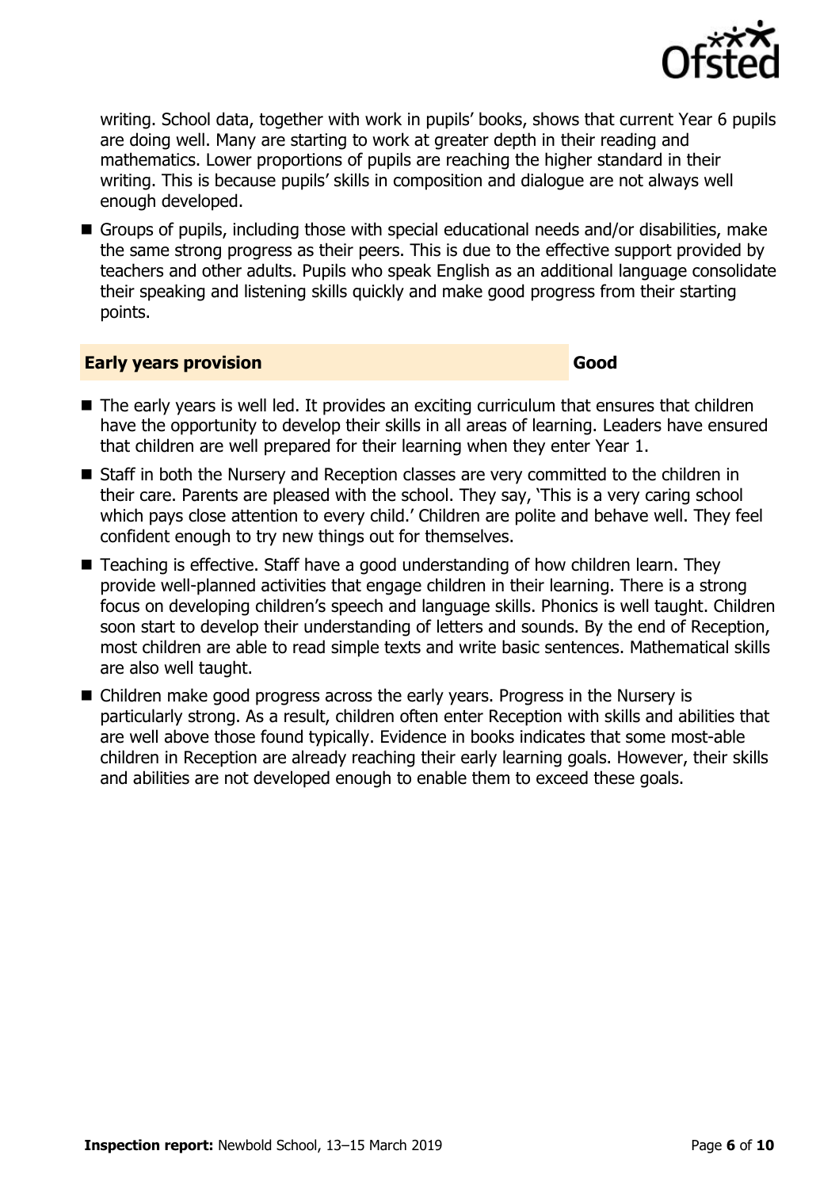writing. School data, together with work in pupils' books, shows that current Year 6 pupils are doing well. Many are starting to work at greater depth in their reading and mathematics. Lower proportions of pupils are reaching the higher standard in their writing. This is because pupils' skills in composition and dialogue are not always well enough developed.

- Groups of pupils, including those with special educational needs and/or disabilities, make the same strong progress as their peers. This is due to the effective support provided by teachers and other adults. Pupils who speak English as an additional language consolidate their speaking and listening skills quickly and make good progress from their starting points.

## Early years provision — Good

- The early years is well led. It provides an exciting curriculum that ensures that children have the opportunity to develop their skills in all areas of learning. Leaders have ensured that children are well prepared for their learning when they enter Year 1.
- Staff in both the Nursery and Reception classes are very committed to the children in their care. Parents are pleased with the school. They say, 'This is a very caring school which pays close attention to every child.' Children are polite and behave well. They feel confident enough to try new things out for themselves.
- Teaching is effective. Staff have a good understanding of how children learn. They provide well-planned activities that engage children in their learning. There is a strong focus on developing children's speech and language skills. Phonics is well taught. Children soon start to develop their understanding of letters and sounds. By the end of Reception, most children are able to read simple texts and write basic sentences. Mathematical skills are also well taught.
- Children make good progress across the early years. Progress in the Nursery is particularly strong. As a result, children often enter Reception with skills and abilities that are well above those found typically. Evidence in books indicates that some most-able children in Reception are already reaching their early learning goals. However, their skills and abilities are not developed enough to enable them to exceed these goals.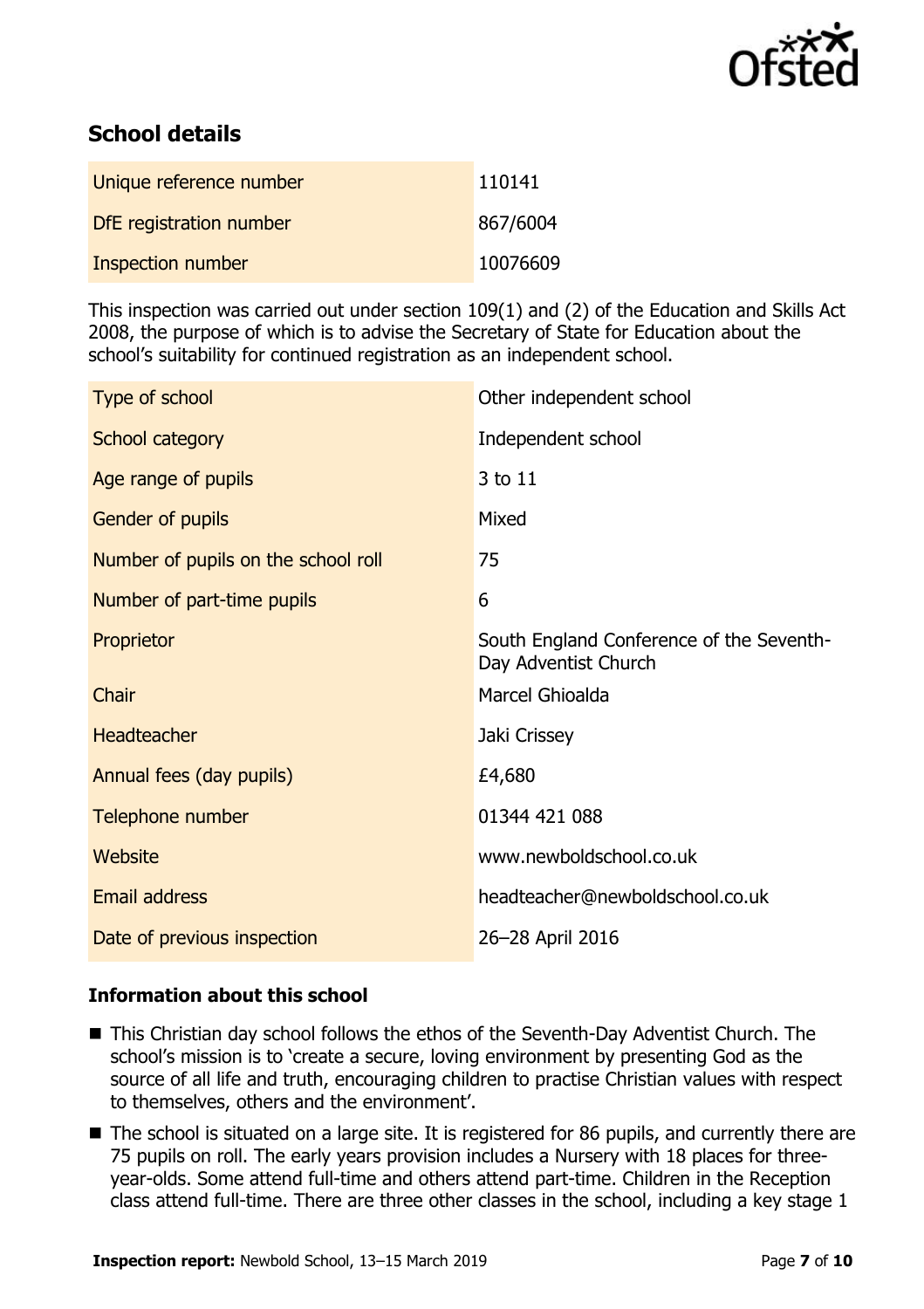## School details

| Unique reference number | 110141 |
|---|---|
| DfE registration number | 867/6004 |
| Inspection number | 10076609 |

This inspection was carried out under section 109(1) and (2) of the Education and Skills Act 2008, the purpose of which is to advise the Secretary of State for Education about the school's suitability for continued registration as an independent school.

| Type of school | Other independent school |
|---|---|
| School category | Independent school |
| Age range of pupils | 3 to 11 |
| Gender of pupils | Mixed |
| Number of pupils on the school roll | 75 |
| Number of part-time pupils | 6 |
| Proprietor | South England Conference of the Seventh-Day Adventist Church |
| Chair | Marcel Ghioalda |
| Headteacher | Jaki Crissey |
| Annual fees (day pupils) | £4,680 |
| Telephone number | 01344 421 088 |
| Website | www.newboldschool.co.uk |
| Email address | headteacher@newboldschool.co.uk |
| Date of previous inspection | 26–28 April 2016 |

### Information about this school

- This Christian day school follows the ethos of the Seventh-Day Adventist Church. The school's mission is to 'create a secure, loving environment by presenting God as the source of all life and truth, encouraging children to practise Christian values with respect to themselves, others and the environment'.
- The school is situated on a large site. It is registered for 86 pupils, and currently there are 75 pupils on roll. The early years provision includes a Nursery with 18 places for three-year-olds. Some attend full-time and others attend part-time. Children in the Reception class attend full-time. There are three other classes in the school, including a key stage 1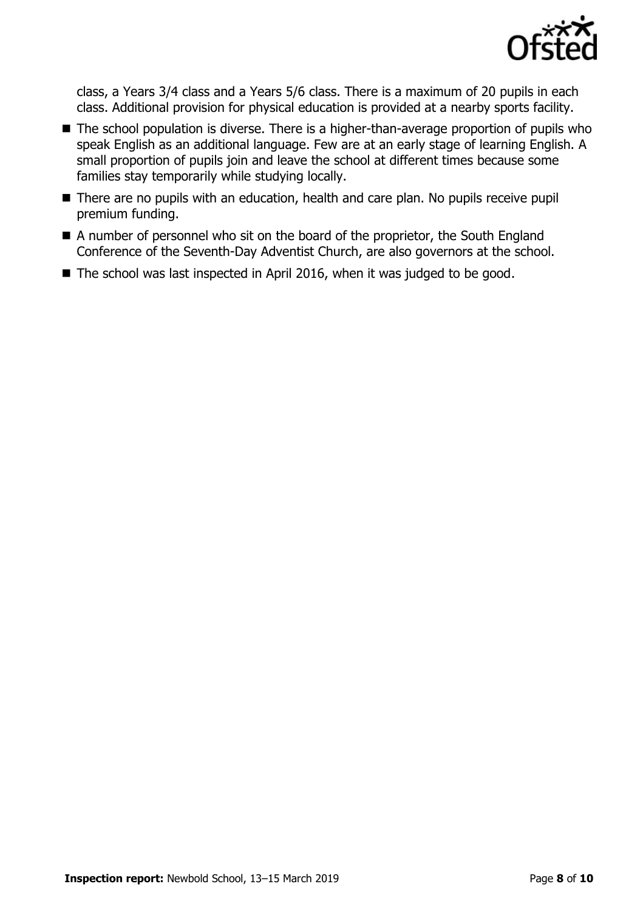class, a Years 3/4 class and a Years 5/6 class. There is a maximum of 20 pupils in each class. Additional provision for physical education is provided at a nearby sports facility.

- The school population is diverse. There is a higher-than-average proportion of pupils who speak English as an additional language. Few are at an early stage of learning English. A small proportion of pupils join and leave the school at different times because some families stay temporarily while studying locally.
- There are no pupils with an education, health and care plan. No pupils receive pupil premium funding.
- A number of personnel who sit on the board of the proprietor, the South England Conference of the Seventh-Day Adventist Church, are also governors at the school.
- The school was last inspected in April 2016, when it was judged to be good.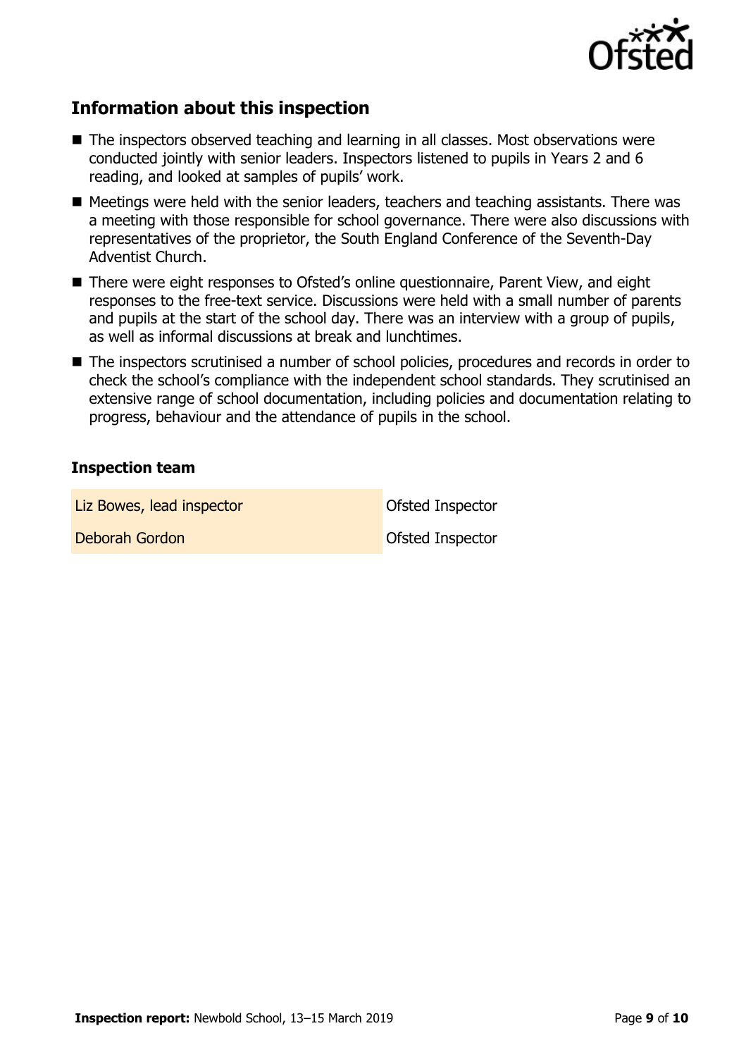## Information about this inspection

- The inspectors observed teaching and learning in all classes. Most observations were conducted jointly with senior leaders. Inspectors listened to pupils in Years 2 and 6 reading, and looked at samples of pupils' work.
- Meetings were held with the senior leaders, teachers and teaching assistants. There was a meeting with those responsible for school governance. There were also discussions with representatives of the proprietor, the South England Conference of the Seventh-Day Adventist Church.
- There were eight responses to Ofsted's online questionnaire, Parent View, and eight responses to the free-text service. Discussions were held with a small number of parents and pupils at the start of the school day. There was an interview with a group of pupils, as well as informal discussions at break and lunchtimes.
- The inspectors scrutinised a number of school policies, procedures and records in order to check the school's compliance with the independent school standards. They scrutinised an extensive range of school documentation, including policies and documentation relating to progress, behaviour and the attendance of pupils in the school.

### Inspection team

| | |
|---|---|
| Liz Bowes, lead inspector | Ofsted Inspector |
| Deborah Gordon | Ofsted Inspector |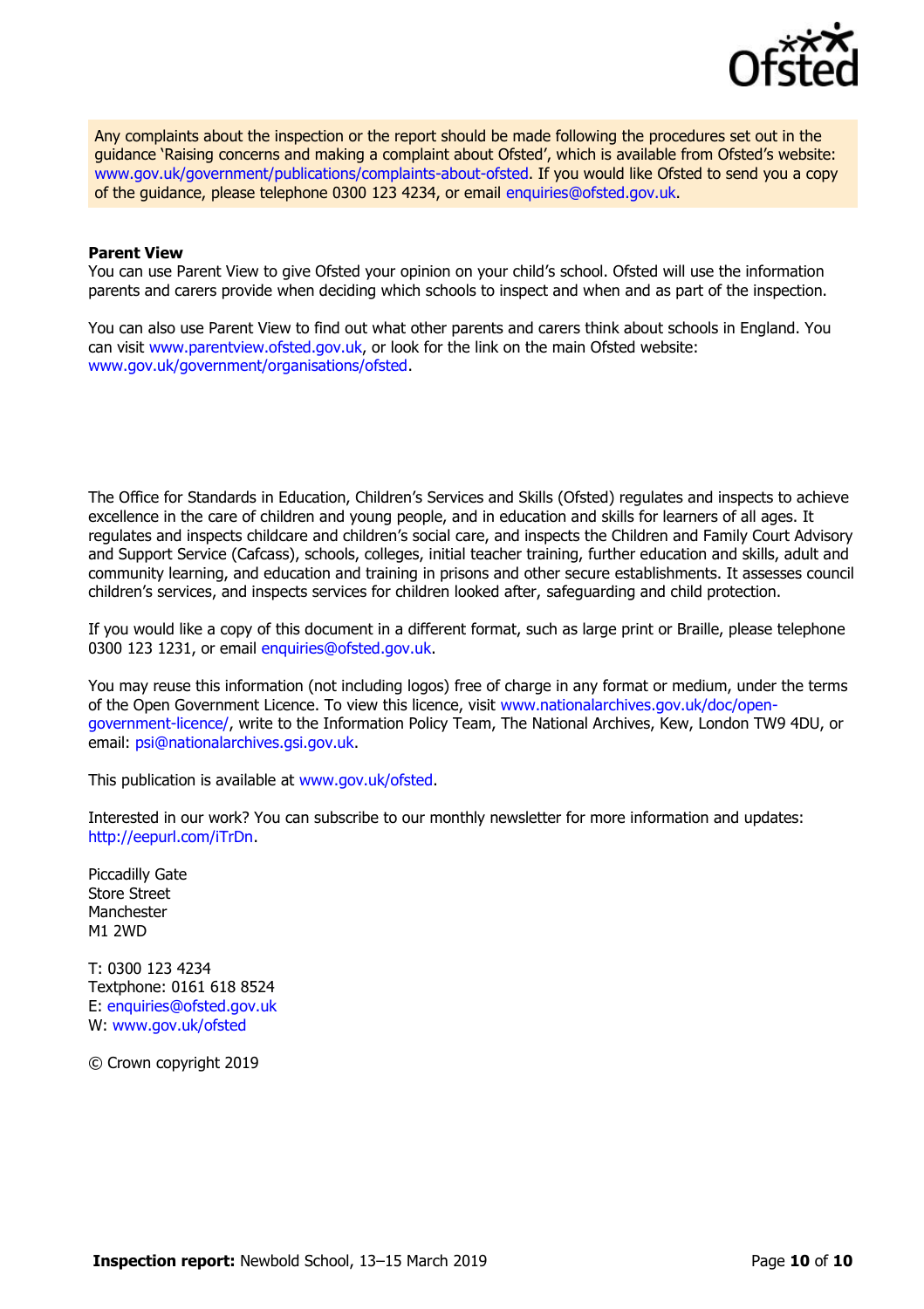Any complaints about the inspection or the report should be made following the procedures set out in the guidance 'Raising concerns and making a complaint about Ofsted', which is available from Ofsted's website: www.gov.uk/government/publications/complaints-about-ofsted. If you would like Ofsted to send you a copy of the guidance, please telephone 0300 123 4234, or email enquiries@ofsted.gov.uk.

**Parent View**

You can use Parent View to give Ofsted your opinion on your child's school. Ofsted will use the information parents and carers provide when deciding which schools to inspect and when and as part of the inspection.

You can also use Parent View to find out what other parents and carers think about schools in England. You can visit www.parentview.ofsted.gov.uk, or look for the link on the main Ofsted website: www.gov.uk/government/organisations/ofsted.

The Office for Standards in Education, Children's Services and Skills (Ofsted) regulates and inspects to achieve excellence in the care of children and young people, and in education and skills for learners of all ages. It regulates and inspects childcare and children's social care, and inspects the Children and Family Court Advisory and Support Service (Cafcass), schools, colleges, initial teacher training, further education and skills, adult and community learning, and education and training in prisons and other secure establishments. It assesses council children's services, and inspects services for children looked after, safeguarding and child protection.

If you would like a copy of this document in a different format, such as large print or Braille, please telephone 0300 123 1231, or email enquiries@ofsted.gov.uk.

You may reuse this information (not including logos) free of charge in any format or medium, under the terms of the Open Government Licence. To view this licence, visit www.nationalarchives.gov.uk/doc/open-government-licence/, write to the Information Policy Team, The National Archives, Kew, London TW9 4DU, or email: psi@nationalarchives.gsi.gov.uk.

This publication is available at www.gov.uk/ofsted.

Interested in our work? You can subscribe to our monthly newsletter for more information and updates: http://eepurl.com/iTrDn.

Piccadilly Gate
Store Street
Manchester
M1 2WD

T: 0300 123 4234
Textphone: 0161 618 8524
E: enquiries@ofsted.gov.uk
W: www.gov.uk/ofsted

© Crown copyright 2019